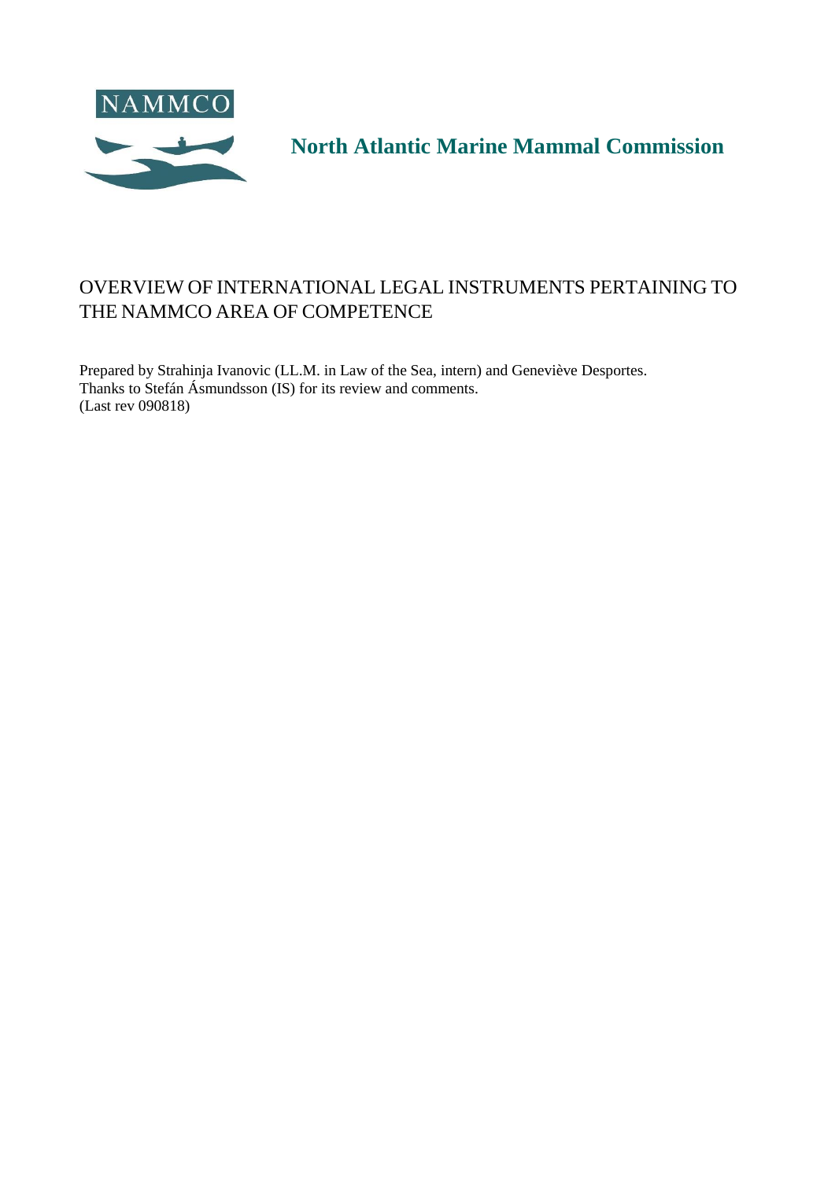NAMMCO

**North Atlantic Marine Mammal Commission**

# OVERVIEW OF INTERNATIONAL LEGAL INSTRUMENTS PERTAINING TO THE NAMMCO AREA OF COMPETENCE

Prepared by Strahinja Ivanovic (LL.M. in Law of the Sea, intern) and Geneviève Desportes.
Thanks to Stefán Ásmundsson (IS) for its review and comments.
(Last rev 090818)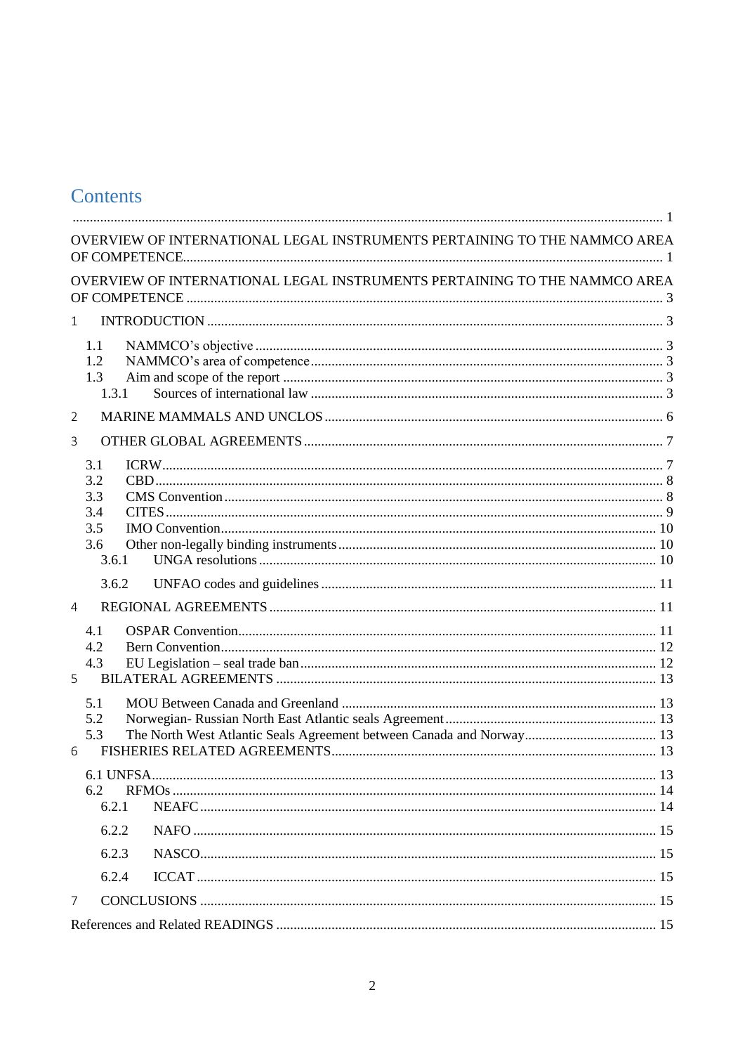# Contents

........................................................................................................................................................ 1

OVERVIEW OF INTERNATIONAL LEGAL INSTRUMENTS PERTAINING TO THE NAMMCO AREA OF COMPETENCE........................................................................................................................ 1

OVERVIEW OF INTERNATIONAL LEGAL INSTRUMENTS PERTAINING TO THE NAMMCO AREA OF COMPETENCE ........................................................................................................................ 3

1 INTRODUCTION ........................................................................................................................ 3

- 1.1 NAMMCO's objective .................................................................................................... 3
- 1.2 NAMMCO's area of competence..................................................................................... 3
- 1.3 Aim and scope of the report ............................................................................................ 3
  - 1.3.1 Sources of international law .................................................................................... 3

2 MARINE MAMMALS AND UNCLOS ............................................................................................ 6

3 OTHER GLOBAL AGREEMENTS ................................................................................................. 7

- 3.1 ICRW.............................................................................................................................. 7
- 3.2 CBD ............................................................................................................................... 8
- 3.3 CMS Convention ............................................................................................................. 8
- 3.4 CITES ............................................................................................................................. 9
- 3.5 IMO Convention............................................................................................................ 10
- 3.6 Other non-legally binding instruments........................................................................... 10
  - 3.6.1 UNGA resolutions ................................................................................................. 10
  - 3.6.2 UNFAO codes and guidelines ................................................................................ 11

4 REGIONAL AGREEMENTS .......................................................................................................... 11

- 4.1 OSPAR Convention....................................................................................................... 11
- 4.2 Bern Convention............................................................................................................ 12
- 4.3 EU Legislation – seal trade ban..................................................................................... 12

5 BILATERAL AGREEMENTS ........................................................................................................ 13

- 5.1 MOU Between Canada and Greenland .......................................................................... 13
- 5.2 Norwegian- Russian North East Atlantic seals Agreement............................................. 13
- 5.3 The North West Atlantic Seals Agreement between Canada and Norway...................... 13

6 FISHERIES RELATED AGREEMENTS........................................................................................... 13

- 6.1 UNFSA.......................................................................................................................... 13
- 6.2 RFMOs ......................................................................................................................... 14
  - 6.2.1 NEAFC ................................................................................................................. 14
  - 6.2.2 NAFO ................................................................................................................... 15
  - 6.2.3 NASCO.................................................................................................................. 15
  - 6.2.4 ICCAT .................................................................................................................. 15

7 CONCLUSIONS .......................................................................................................................... 15

References and Related READINGS ............................................................................................. 15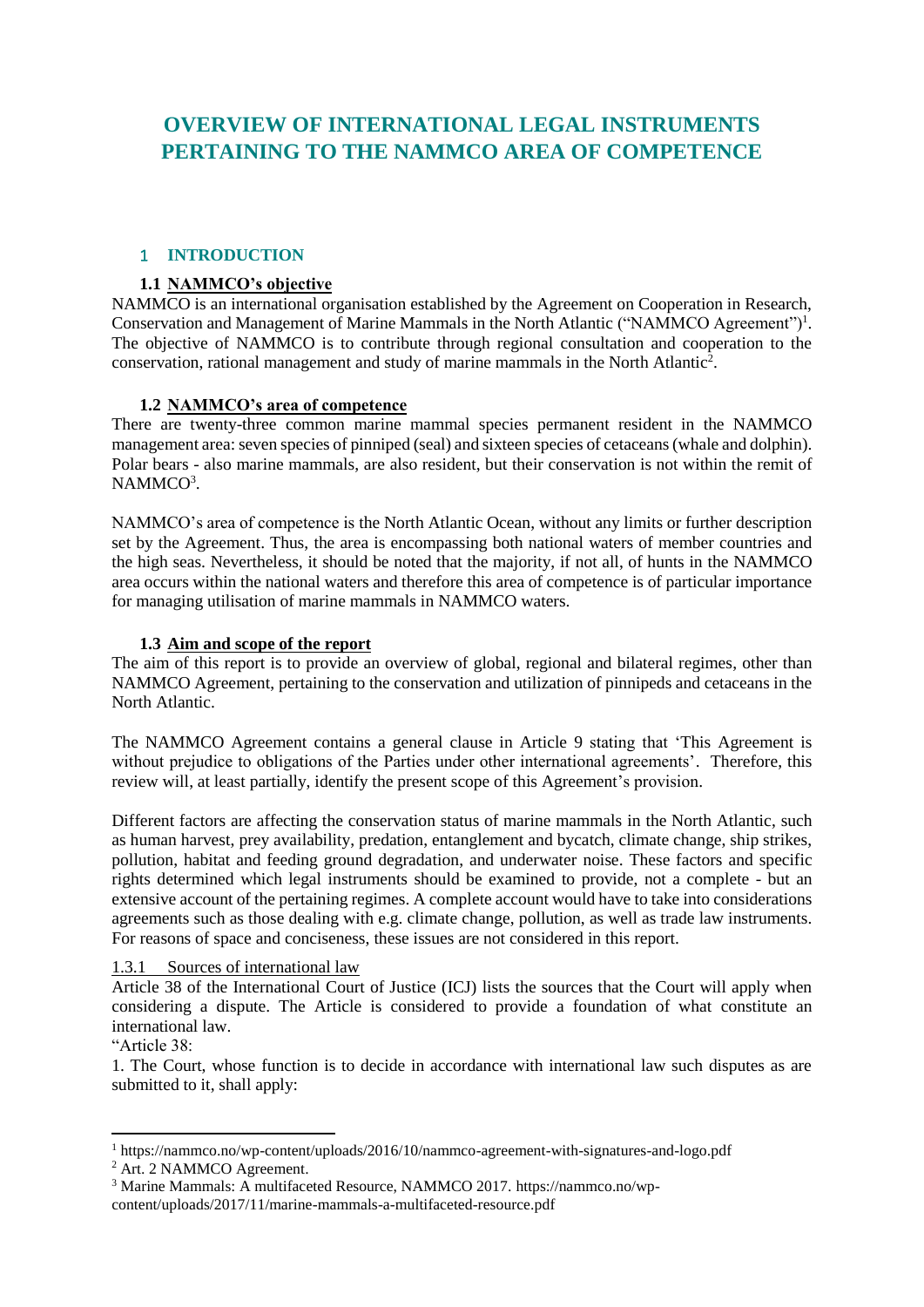# OVERVIEW OF INTERNATIONAL LEGAL INSTRUMENTS PERTAINING TO THE NAMMCO AREA OF COMPETENCE

## 1 INTRODUCTION

### 1.1 NAMMCO's objective

NAMMCO is an international organisation established by the Agreement on Cooperation in Research, Conservation and Management of Marine Mammals in the North Atlantic ("NAMMCO Agreement")[1]. The objective of NAMMCO is to contribute through regional consultation and cooperation to the conservation, rational management and study of marine mammals in the North Atlantic[2].

### 1.2 NAMMCO's area of competence

There are twenty-three common marine mammal species permanent resident in the NAMMCO management area: seven species of pinniped (seal) and sixteen species of cetaceans (whale and dolphin). Polar bears - also marine mammals, are also resident, but their conservation is not within the remit of NAMMCO[3].

NAMMCO's area of competence is the North Atlantic Ocean, without any limits or further description set by the Agreement. Thus, the area is encompassing both national waters of member countries and the high seas. Nevertheless, it should be noted that the majority, if not all, of hunts in the NAMMCO area occurs within the national waters and therefore this area of competence is of particular importance for managing utilisation of marine mammals in NAMMCO waters.

### 1.3 Aim and scope of the report

The aim of this report is to provide an overview of global, regional and bilateral regimes, other than NAMMCO Agreement, pertaining to the conservation and utilization of pinnipeds and cetaceans in the North Atlantic.

The NAMMCO Agreement contains a general clause in Article 9 stating that 'This Agreement is without prejudice to obligations of the Parties under other international agreements'. Therefore, this review will, at least partially, identify the present scope of this Agreement's provision.

Different factors are affecting the conservation status of marine mammals in the North Atlantic, such as human harvest, prey availability, predation, entanglement and bycatch, climate change, ship strikes, pollution, habitat and feeding ground degradation, and underwater noise. These factors and specific rights determined which legal instruments should be examined to provide, not a complete - but an extensive account of the pertaining regimes. A complete account would have to take into considerations agreements such as those dealing with e.g. climate change, pollution, as well as trade law instruments. For reasons of space and conciseness, these issues are not considered in this report.

#### 1.3.1 Sources of international law

Article 38 of the International Court of Justice (ICJ) lists the sources that the Court will apply when considering a dispute. The Article is considered to provide a foundation of what constitute an international law.

"Article 38:

1. The Court, whose function is to decide in accordance with international law such disputes as are submitted to it, shall apply:

---

[1] https://nammco.no/wp-content/uploads/2016/10/nammco-agreement-with-signatures-and-logo.pdf

[2] Art. 2 NAMMCO Agreement.

[3] Marine Mammals: A multifaceted Resource, NAMMCO 2017. https://nammco.no/wp-content/uploads/2017/11/marine-mammals-a-multifaceted-resource.pdf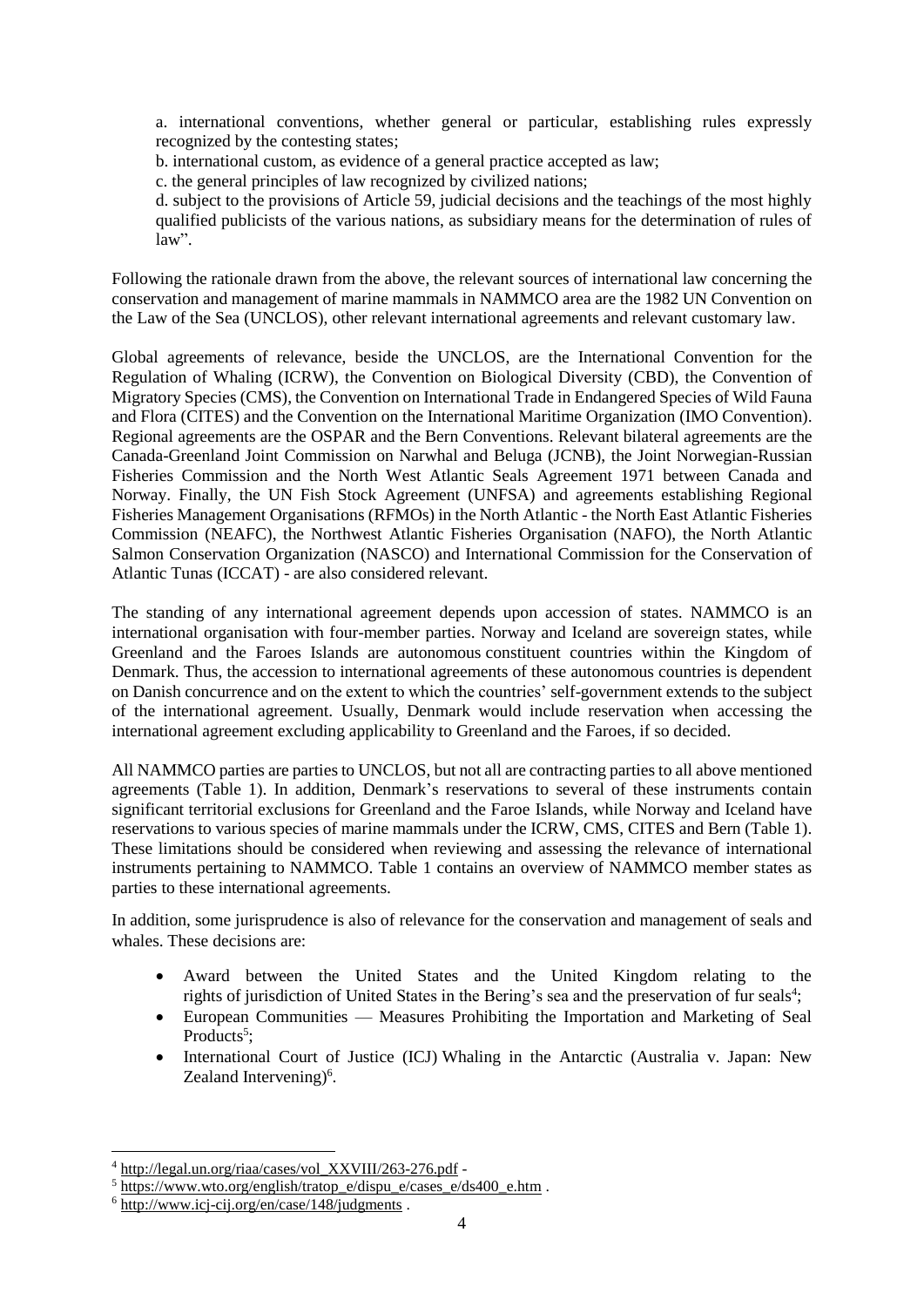a. international conventions, whether general or particular, establishing rules expressly recognized by the contesting states;

b. international custom, as evidence of a general practice accepted as law;

c. the general principles of law recognized by civilized nations;

d. subject to the provisions of Article 59, judicial decisions and the teachings of the most highly qualified publicists of the various nations, as subsidiary means for the determination of rules of law".

Following the rationale drawn from the above, the relevant sources of international law concerning the conservation and management of marine mammals in NAMMCO area are the 1982 UN Convention on the Law of the Sea (UNCLOS), other relevant international agreements and relevant customary law.

Global agreements of relevance, beside the UNCLOS, are the International Convention for the Regulation of Whaling (ICRW), the Convention on Biological Diversity (CBD), the Convention of Migratory Species (CMS), the Convention on International Trade in Endangered Species of Wild Fauna and Flora (CITES) and the Convention on the International Maritime Organization (IMO Convention). Regional agreements are the OSPAR and the Bern Conventions. Relevant bilateral agreements are the Canada-Greenland Joint Commission on Narwhal and Beluga (JCNB), the Joint Norwegian-Russian Fisheries Commission and the North West Atlantic Seals Agreement 1971 between Canada and Norway. Finally, the UN Fish Stock Agreement (UNFSA) and agreements establishing Regional Fisheries Management Organisations (RFMOs) in the North Atlantic - the North East Atlantic Fisheries Commission (NEAFC), the Northwest Atlantic Fisheries Organisation (NAFO), the North Atlantic Salmon Conservation Organization (NASCO) and International Commission for the Conservation of Atlantic Tunas (ICCAT) - are also considered relevant.

The standing of any international agreement depends upon accession of states. NAMMCO is an international organisation with four-member parties. Norway and Iceland are sovereign states, while Greenland and the Faroes Islands are autonomous constituent countries within the Kingdom of Denmark. Thus, the accession to international agreements of these autonomous countries is dependent on Danish concurrence and on the extent to which the countries' self-government extends to the subject of the international agreement. Usually, Denmark would include reservation when accessing the international agreement excluding applicability to Greenland and the Faroes, if so decided.

All NAMMCO parties are parties to UNCLOS, but not all are contracting parties to all above mentioned agreements (Table 1). In addition, Denmark's reservations to several of these instruments contain significant territorial exclusions for Greenland and the Faroe Islands, while Norway and Iceland have reservations to various species of marine mammals under the ICRW, CMS, CITES and Bern (Table 1). These limitations should be considered when reviewing and assessing the relevance of international instruments pertaining to NAMMCO. Table 1 contains an overview of NAMMCO member states as parties to these international agreements.

In addition, some jurisprudence is also of relevance for the conservation and management of seals and whales. These decisions are:

- Award between the United States and the United Kingdom relating to the rights of jurisdiction of United States in the Bering's sea and the preservation of fur seals[4];
- European Communities — Measures Prohibiting the Importation and Marketing of Seal Products[5];
- International Court of Justice (ICJ) Whaling in the Antarctic (Australia v. Japan: New Zealand Intervening)[6].

---

[4] http://legal.un.org/riaa/cases/vol_XXVIII/263-276.pdf -

[5] https://www.wto.org/english/tratop_e/dispu_e/cases_e/ds400_e.htm .

[6] http://www.icj-cij.org/en/case/148/judgments .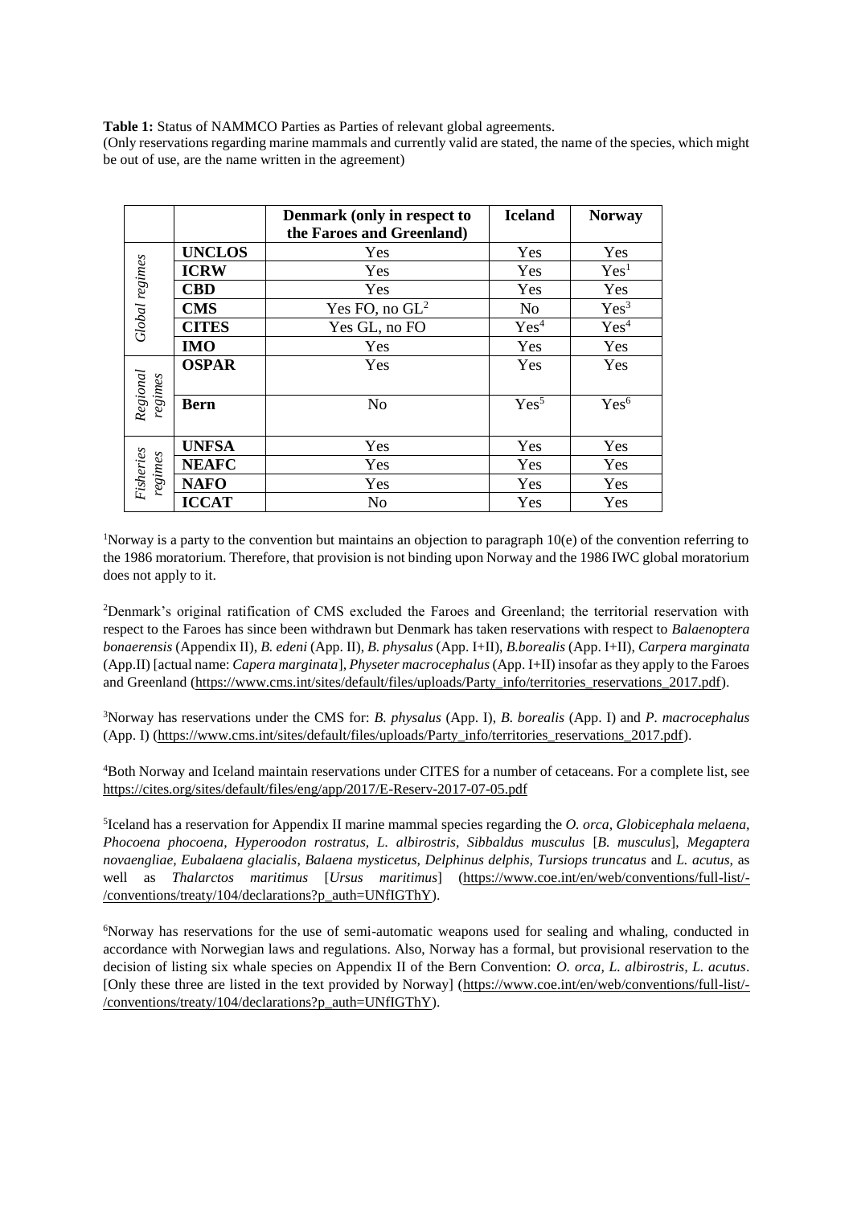**Table 1:** Status of NAMMCO Parties as Parties of relevant global agreements.
(Only reservations regarding marine mammals and currently valid are stated, the name of the species, which might be out of use, are the name written in the agreement)

| | | Denmark (only in respect to the Faroes and Greenland) | Iceland | Norway |
|---|---|---|---|---|
| *Global regimes* | **UNCLOS** | Yes | Yes | Yes |
| | **ICRW** | Yes | Yes | Yes[1] |
| | **CBD** | Yes | Yes | Yes |
| | **CMS** | Yes FO, no GL[2] | No | Yes[3] |
| | **CITES** | Yes GL, no FO | Yes[4] | Yes[4] |
| | **IMO** | Yes | Yes | Yes |
| *Regional regimes* | **OSPAR** | Yes | Yes | Yes |
| | **Bern** | No | Yes[5] | Yes[6] |
| *Fisheries regimes* | **UNFSA** | Yes | Yes | Yes |
| | **NEAFC** | Yes | Yes | Yes |
| | **NAFO** | Yes | Yes | Yes |
| | **ICCAT** | No | Yes | Yes |

[1]Norway is a party to the convention but maintains an objection to paragraph 10(e) of the convention referring to the 1986 moratorium. Therefore, that provision is not binding upon Norway and the 1986 IWC global moratorium does not apply to it.

[2]Denmark's original ratification of CMS excluded the Faroes and Greenland; the territorial reservation with respect to the Faroes has since been withdrawn but Denmark has taken reservations with respect to *Balaenoptera bonaerensis* (Appendix II), *B. edeni* (App. II), *B. physalus* (App. I+II), *B.borealis* (App. I+II), *Carpera marginata* (App.II) [actual name: *Capera marginata*], *Physeter macrocephalus* (App. I+II) insofar as they apply to the Faroes and Greenland (https://www.cms.int/sites/default/files/uploads/Party_info/territories_reservations_2017.pdf).

[3]Norway has reservations under the CMS for: *B. physalus* (App. I), *B. borealis* (App. I) and *P. macrocephalus* (App. I) (https://www.cms.int/sites/default/files/uploads/Party_info/territories_reservations_2017.pdf).

[4]Both Norway and Iceland maintain reservations under CITES for a number of cetaceans. For a complete list, see https://cites.org/sites/default/files/eng/app/2017/E-Reserv-2017-07-05.pdf

[5]Iceland has a reservation for Appendix II marine mammal species regarding the *O. orca, Globicephala melaena, Phocoena phocoena, Hyperoodon rostratus, L. albirostris, Sibbaldus musculus* [*B. musculus*], *Megaptera novaengliae, Eubalaena glacialis, Balaena mysticetus, Delphinus delphis, Tursiops truncatus* and *L. acutus*, as well as *Thalarctos maritimus* [*Ursus maritimus*] (https://www.coe.int/en/web/conventions/full-list/-/conventions/treaty/104/declarations?p_auth=UNfIGThY).

[6]Norway has reservations for the use of semi-automatic weapons used for sealing and whaling, conducted in accordance with Norwegian laws and regulations. Also, Norway has a formal, but provisional reservation to the decision of listing six whale species on Appendix II of the Bern Convention: *O. orca, L. albirostris, L. acutus*. [Only these three are listed in the text provided by Norway] (https://www.coe.int/en/web/conventions/full-list/-/conventions/treaty/104/declarations?p_auth=UNfIGThY).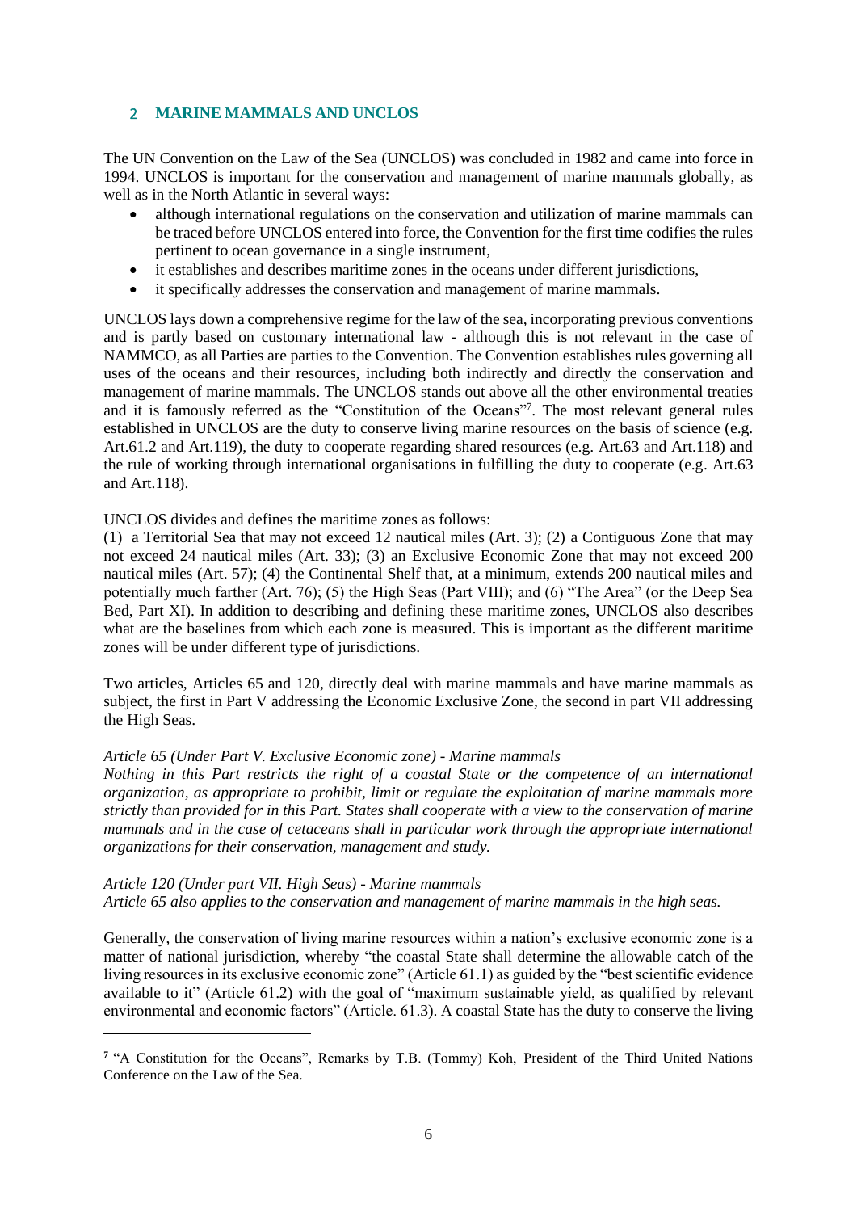## 2 MARINE MAMMALS AND UNCLOS

The UN Convention on the Law of the Sea (UNCLOS) was concluded in 1982 and came into force in 1994. UNCLOS is important for the conservation and management of marine mammals globally, as well as in the North Atlantic in several ways:

- although international regulations on the conservation and utilization of marine mammals can be traced before UNCLOS entered into force, the Convention for the first time codifies the rules pertinent to ocean governance in a single instrument,
- it establishes and describes maritime zones in the oceans under different jurisdictions,
- it specifically addresses the conservation and management of marine mammals.

UNCLOS lays down a comprehensive regime for the law of the sea, incorporating previous conventions and is partly based on customary international law - although this is not relevant in the case of NAMMCO, as all Parties are parties to the Convention. The Convention establishes rules governing all uses of the oceans and their resources, including both indirectly and directly the conservation and management of marine mammals. The UNCLOS stands out above all the other environmental treaties and it is famously referred as the "Constitution of the Oceans"[7]. The most relevant general rules established in UNCLOS are the duty to conserve living marine resources on the basis of science (e.g. Art.61.2 and Art.119), the duty to cooperate regarding shared resources (e.g. Art.63 and Art.118) and the rule of working through international organisations in fulfilling the duty to cooperate (e.g. Art.63 and Art.118).

UNCLOS divides and defines the maritime zones as follows:
(1) a Territorial Sea that may not exceed 12 nautical miles (Art. 3); (2) a Contiguous Zone that may not exceed 24 nautical miles (Art. 33); (3) an Exclusive Economic Zone that may not exceed 200 nautical miles (Art. 57); (4) the Continental Shelf that, at a minimum, extends 200 nautical miles and potentially much farther (Art. 76); (5) the High Seas (Part VIII); and (6) "The Area" (or the Deep Sea Bed, Part XI). In addition to describing and defining these maritime zones, UNCLOS also describes what are the baselines from which each zone is measured. This is important as the different maritime zones will be under different type of jurisdictions.

Two articles, Articles 65 and 120, directly deal with marine mammals and have marine mammals as subject, the first in Part V addressing the Economic Exclusive Zone, the second in part VII addressing the High Seas.

*Article 65 (Under Part V. Exclusive Economic zone) - Marine mammals*
*Nothing in this Part restricts the right of a coastal State or the competence of an international organization, as appropriate to prohibit, limit or regulate the exploitation of marine mammals more strictly than provided for in this Part. States shall cooperate with a view to the conservation of marine mammals and in the case of cetaceans shall in particular work through the appropriate international organizations for their conservation, management and study.*

*Article 120 (Under part VII. High Seas) - Marine mammals*
*Article 65 also applies to the conservation and management of marine mammals in the high seas.*

Generally, the conservation of living marine resources within a nation's exclusive economic zone is a matter of national jurisdiction, whereby "the coastal State shall determine the allowable catch of the living resources in its exclusive economic zone" (Article 61.1) as guided by the "best scientific evidence available to it" (Article 61.2) with the goal of "maximum sustainable yield, as qualified by relevant environmental and economic factors" (Article. 61.3). A coastal State has the duty to conserve the living

[7] "A Constitution for the Oceans", Remarks by T.B. (Tommy) Koh, President of the Third United Nations Conference on the Law of the Sea.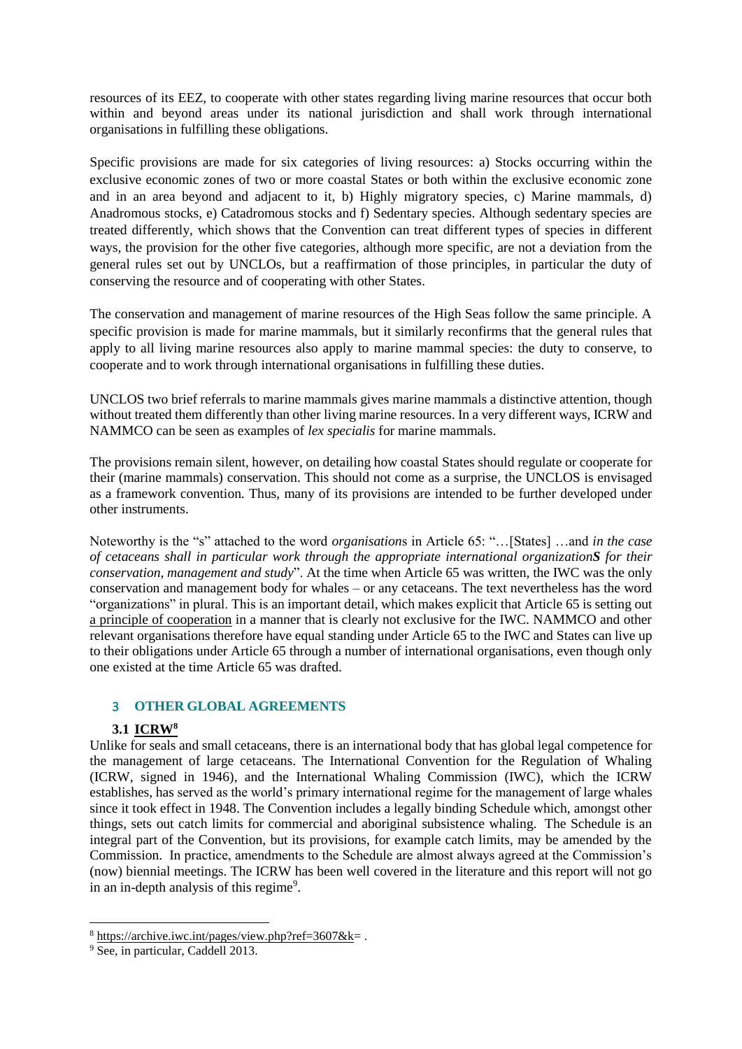resources of its EEZ, to cooperate with other states regarding living marine resources that occur both within and beyond areas under its national jurisdiction and shall work through international organisations in fulfilling these obligations.

Specific provisions are made for six categories of living resources: a) Stocks occurring within the exclusive economic zones of two or more coastal States or both within the exclusive economic zone and in an area beyond and adjacent to it, b) Highly migratory species, c) Marine mammals, d) Anadromous stocks, e) Catadromous stocks and f) Sedentary species. Although sedentary species are treated differently, which shows that the Convention can treat different types of species in different ways, the provision for the other five categories, although more specific, are not a deviation from the general rules set out by UNCLOs, but a reaffirmation of those principles, in particular the duty of conserving the resource and of cooperating with other States.

The conservation and management of marine resources of the High Seas follow the same principle. A specific provision is made for marine mammals, but it similarly reconfirms that the general rules that apply to all living marine resources also apply to marine mammal species: the duty to conserve, to cooperate and to work through international organisations in fulfilling these duties.

UNCLOS two brief referrals to marine mammals gives marine mammals a distinctive attention, though without treated them differently than other living marine resources. In a very different ways, ICRW and NAMMCO can be seen as examples of *lex specialis* for marine mammals.

The provisions remain silent, however, on detailing how coastal States should regulate or cooperate for their (marine mammals) conservation. This should not come as a surprise, the UNCLOS is envisaged as a framework convention. Thus, many of its provisions are intended to be further developed under other instruments.

Noteworthy is the "s" attached to the word *organisation*s in Article 65: "…[States] …and *in the case of cetaceans shall in particular work through the appropriate international organization**S** for their conservation, management and study*". At the time when Article 65 was written, the IWC was the only conservation and management body for whales – or any cetaceans. The text nevertheless has the word "organizations" in plural. This is an important detail, which makes explicit that Article 65 is setting out a principle of cooperation in a manner that is clearly not exclusive for the IWC. NAMMCO and other relevant organisations therefore have equal standing under Article 65 to the IWC and States can live up to their obligations under Article 65 through a number of international organisations, even though only one existed at the time Article 65 was drafted.

## 3 OTHER GLOBAL AGREEMENTS

### 3.1 ICRW[8]

Unlike for seals and small cetaceans, there is an international body that has global legal competence for the management of large cetaceans. The International Convention for the Regulation of Whaling (ICRW, signed in 1946), and the International Whaling Commission (IWC), which the ICRW establishes, has served as the world's primary international regime for the management of large whales since it took effect in 1948. The Convention includes a legally binding Schedule which, amongst other things, sets out catch limits for commercial and aboriginal subsistence whaling. The Schedule is an integral part of the Convention, but its provisions, for example catch limits, may be amended by the Commission. In practice, amendments to the Schedule are almost always agreed at the Commission's (now) biennial meetings. The ICRW has been well covered in the literature and this report will not go in an in-depth analysis of this regime[9].

---

[8] https://archive.iwc.int/pages/view.php?ref=3607&k= .

[9] See, in particular, Caddell 2013.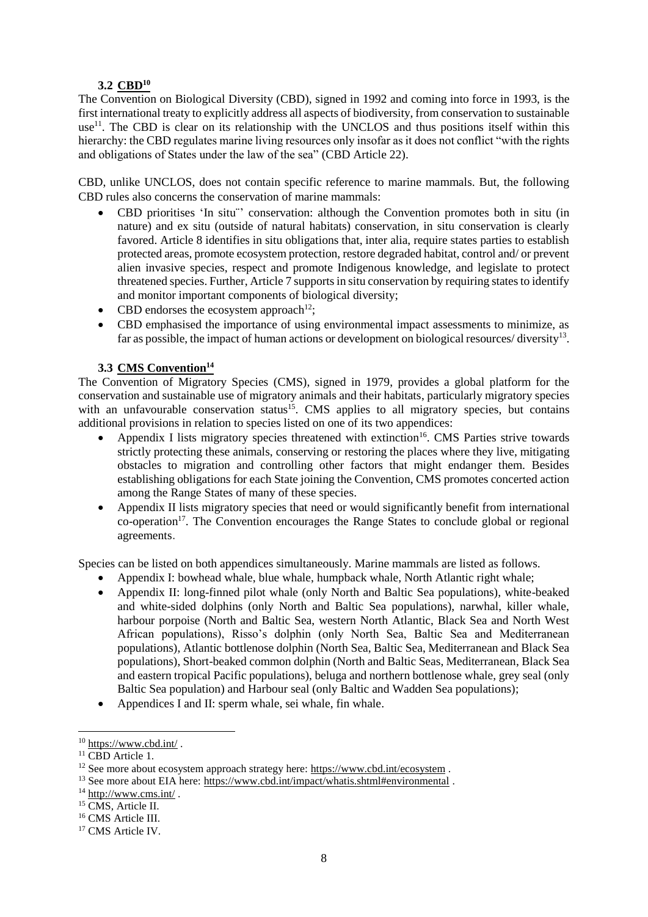### 3.2 CBD[10]

The Convention on Biological Diversity (CBD), signed in 1992 and coming into force in 1993, is the first international treaty to explicitly address all aspects of biodiversity, from conservation to sustainable use[11]. The CBD is clear on its relationship with the UNCLOS and thus positions itself within this hierarchy: the CBD regulates marine living resources only insofar as it does not conflict "with the rights and obligations of States under the law of the sea" (CBD Article 22).

CBD, unlike UNCLOS, does not contain specific reference to marine mammals. But, the following CBD rules also concerns the conservation of marine mammals:

- CBD prioritises 'In situ¨' conservation: although the Convention promotes both in situ (in nature) and ex situ (outside of natural habitats) conservation, in situ conservation is clearly favored. Article 8 identifies in situ obligations that, inter alia, require states parties to establish protected areas, promote ecosystem protection, restore degraded habitat, control and/ or prevent alien invasive species, respect and promote Indigenous knowledge, and legislate to protect threatened species. Further, Article 7 supports in situ conservation by requiring states to identify and monitor important components of biological diversity;
- CBD endorses the ecosystem approach[12];
- CBD emphasised the importance of using environmental impact assessments to minimize, as far as possible, the impact of human actions or development on biological resources/ diversity[13].

### 3.3 CMS Convention[14]

The Convention of Migratory Species (CMS), signed in 1979, provides a global platform for the conservation and sustainable use of migratory animals and their habitats, particularly migratory species with an unfavourable conservation status[15]. CMS applies to all migratory species, but contains additional provisions in relation to species listed on one of its two appendices:

- Appendix I lists migratory species threatened with extinction[16]. CMS Parties strive towards strictly protecting these animals, conserving or restoring the places where they live, mitigating obstacles to migration and controlling other factors that might endanger them. Besides establishing obligations for each State joining the Convention, CMS promotes concerted action among the Range States of many of these species.
- Appendix II lists migratory species that need or would significantly benefit from international co-operation[17]. The Convention encourages the Range States to conclude global or regional agreements.

Species can be listed on both appendices simultaneously. Marine mammals are listed as follows.

- Appendix I: bowhead whale, blue whale, humpback whale, North Atlantic right whale;
- Appendix II: long-finned pilot whale (only North and Baltic Sea populations), white-beaked and white-sided dolphins (only North and Baltic Sea populations), narwhal, killer whale, harbour porpoise (North and Baltic Sea, western North Atlantic, Black Sea and North West African populations), Risso's dolphin (only North Sea, Baltic Sea and Mediterranean populations), Atlantic bottlenose dolphin (North Sea, Baltic Sea, Mediterranean and Black Sea populations), Short-beaked common dolphin (North and Baltic Seas, Mediterranean, Black Sea and eastern tropical Pacific populations), beluga and northern bottlenose whale, grey seal (only Baltic Sea population) and Harbour seal (only Baltic and Wadden Sea populations);
- Appendices I and II: sperm whale, sei whale, fin whale.

---

[10] https://www.cbd.int/ .

[11] CBD Article 1.

[12] See more about ecosystem approach strategy here: https://www.cbd.int/ecosystem .

[13] See more about EIA here: https://www.cbd.int/impact/whatis.shtml#environmental .

[14] http://www.cms.int/ .

[15] CMS, Article II.

[16] CMS Article III.

[17] CMS Article IV.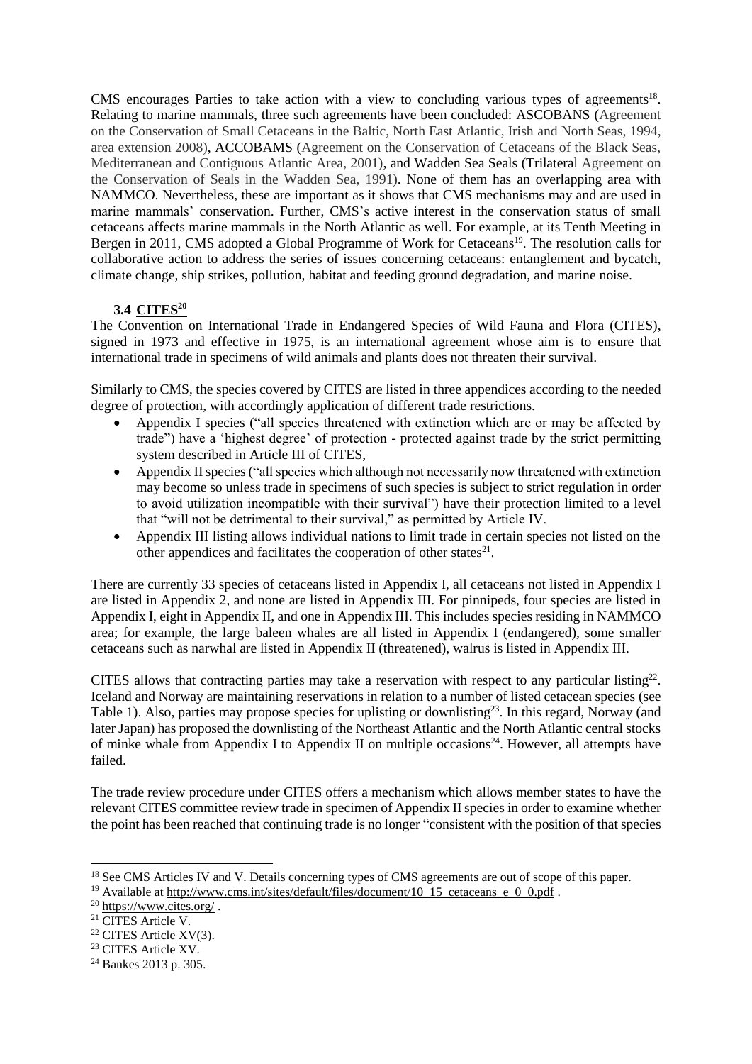CMS encourages Parties to take action with a view to concluding various types of agreements[18]. Relating to marine mammals, three such agreements have been concluded: ASCOBANS (Agreement on the Conservation of Small Cetaceans in the Baltic, North East Atlantic, Irish and North Seas, 1994, area extension 2008), ACCOBAMS (Agreement on the Conservation of Cetaceans of the Black Seas, Mediterranean and Contiguous Atlantic Area, 2001), and Wadden Sea Seals (Trilateral Agreement on the Conservation of Seals in the Wadden Sea, 1991). None of them has an overlapping area with NAMMCO. Nevertheless, these are important as it shows that CMS mechanisms may and are used in marine mammals' conservation. Further, CMS's active interest in the conservation status of small cetaceans affects marine mammals in the North Atlantic as well. For example, at its Tenth Meeting in Bergen in 2011, CMS adopted a Global Programme of Work for Cetaceans[19]. The resolution calls for collaborative action to address the series of issues concerning cetaceans: entanglement and bycatch, climate change, ship strikes, pollution, habitat and feeding ground degradation, and marine noise.

### 3.4 CITES[20]

The Convention on International Trade in Endangered Species of Wild Fauna and Flora (CITES), signed in 1973 and effective in 1975, is an international agreement whose aim is to ensure that international trade in specimens of wild animals and plants does not threaten their survival.

Similarly to CMS, the species covered by CITES are listed in three appendices according to the needed degree of protection, with accordingly application of different trade restrictions.

- Appendix I species ("all species threatened with extinction which are or may be affected by trade") have a 'highest degree' of protection - protected against trade by the strict permitting system described in Article III of CITES,
- Appendix II species ("all species which although not necessarily now threatened with extinction may become so unless trade in specimens of such species is subject to strict regulation in order to avoid utilization incompatible with their survival") have their protection limited to a level that "will not be detrimental to their survival," as permitted by Article IV.
- Appendix III listing allows individual nations to limit trade in certain species not listed on the other appendices and facilitates the cooperation of other states[21].

There are currently 33 species of cetaceans listed in Appendix I, all cetaceans not listed in Appendix I are listed in Appendix 2, and none are listed in Appendix III. For pinnipeds, four species are listed in Appendix I, eight in Appendix II, and one in Appendix III. This includes species residing in NAMMCO area; for example, the large baleen whales are all listed in Appendix I (endangered), some smaller cetaceans such as narwhal are listed in Appendix II (threatened), walrus is listed in Appendix III.

CITES allows that contracting parties may take a reservation with respect to any particular listing[22]. Iceland and Norway are maintaining reservations in relation to a number of listed cetacean species (see Table 1). Also, parties may propose species for uplisting or downlisting[23]. In this regard, Norway (and later Japan) has proposed the downlisting of the Northeast Atlantic and the North Atlantic central stocks of minke whale from Appendix I to Appendix II on multiple occasions[24]. However, all attempts have failed.

The trade review procedure under CITES offers a mechanism which allows member states to have the relevant CITES committee review trade in specimen of Appendix II species in order to examine whether the point has been reached that continuing trade is no longer "consistent with the position of that species

---

[18] See CMS Articles IV and V. Details concerning types of CMS agreements are out of scope of this paper.

[19] Available at http://www.cms.int/sites/default/files/document/10_15_cetaceans_e_0_0.pdf .

[20] https://www.cites.org/ .

[21] CITES Article V.

[22] CITES Article XV(3).

[23] CITES Article XV.

[24] Bankes 2013 p. 305.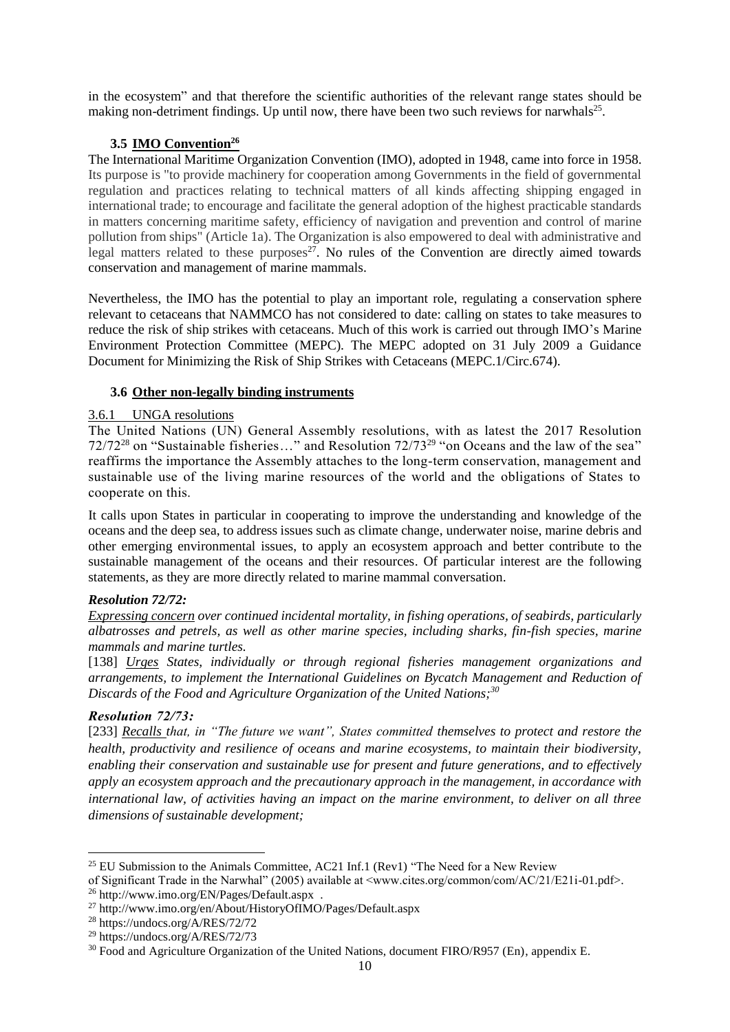in the ecosystem" and that therefore the scientific authorities of the relevant range states should be making non-detriment findings. Up until now, there have been two such reviews for narwhals[25].

### 3.5 IMO Convention[26]

The International Maritime Organization Convention (IMO), adopted in 1948, came into force in 1958. Its purpose is "to provide machinery for cooperation among Governments in the field of governmental regulation and practices relating to technical matters of all kinds affecting shipping engaged in international trade; to encourage and facilitate the general adoption of the highest practicable standards in matters concerning maritime safety, efficiency of navigation and prevention and control of marine pollution from ships" (Article 1a). The Organization is also empowered to deal with administrative and legal matters related to these purposes[27]. No rules of the Convention are directly aimed towards conservation and management of marine mammals.

Nevertheless, the IMO has the potential to play an important role, regulating a conservation sphere relevant to cetaceans that NAMMCO has not considered to date: calling on states to take measures to reduce the risk of ship strikes with cetaceans. Much of this work is carried out through IMO's Marine Environment Protection Committee (MEPC). The MEPC adopted on 31 July 2009 a Guidance Document for Minimizing the Risk of Ship Strikes with Cetaceans (MEPC.1/Circ.674).

### 3.6 Other non-legally binding instruments

#### 3.6.1 UNGA resolutions

The United Nations (UN) General Assembly resolutions, with as latest the 2017 Resolution 72/72[28] on "Sustainable fisheries…" and Resolution 72/73[29] "on Oceans and the law of the sea" reaffirms the importance the Assembly attaches to the long-term conservation, management and sustainable use of the living marine resources of the world and the obligations of States to cooperate on this.

It calls upon States in particular in cooperating to improve the understanding and knowledge of the oceans and the deep sea, to address issues such as climate change, underwater noise, marine debris and other emerging environmental issues, to apply an ecosystem approach and better contribute to the sustainable management of the oceans and their resources. Of particular interest are the following statements, as they are more directly related to marine mammal conversation.

***Resolution 72/72:***

*Expressing concern over continued incidental mortality, in fishing operations, of seabirds, particularly albatrosses and petrels, as well as other marine species, including sharks, fin-fish species, marine mammals and marine turtles.*

[138] *Urges States, individually or through regional fisheries management organizations and arrangements, to implement the International Guidelines on Bycatch Management and Reduction of Discards of the Food and Agriculture Organization of the United Nations;*[30]

***Resolution 72/73:***

[233] *Recalls that, in "The future we want", States committed themselves to protect and restore the health, productivity and resilience of oceans and marine ecosystems, to maintain their biodiversity, enabling their conservation and sustainable use for present and future generations, and to effectively apply an ecosystem approach and the precautionary approach in the management, in accordance with international law, of activities having an impact on the marine environment, to deliver on all three dimensions of sustainable development;*

---

[25] EU Submission to the Animals Committee, AC21 Inf.1 (Rev1) "The Need for a New Review of Significant Trade in the Narwhal" (2005) available at <www.cites.org/common/com/AC/21/E21i-01.pdf>.

[26] http://www.imo.org/EN/Pages/Default.aspx .

[27] http://www.imo.org/en/About/HistoryOfIMO/Pages/Default.aspx

[28] https://undocs.org/A/RES/72/72

[29] https://undocs.org/A/RES/72/73

[30] Food and Agriculture Organization of the United Nations, document FIRO/R957 (En), appendix E.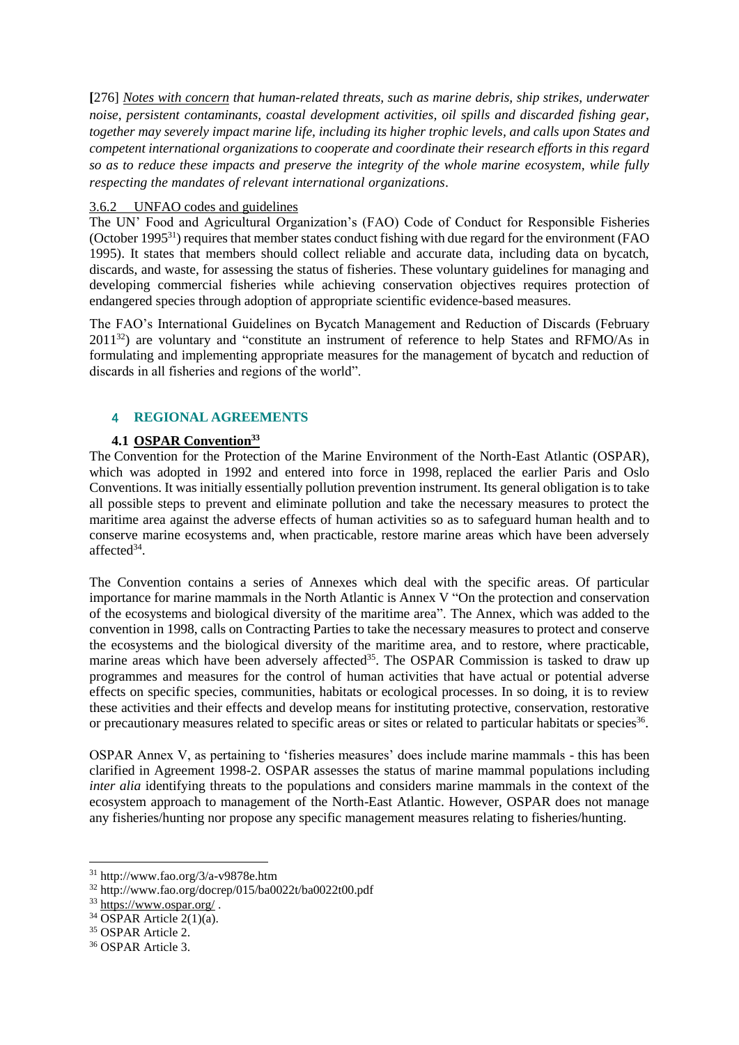[276] ***Notes with concern*** *that human-related threats, such as marine debris, ship strikes, underwater noise, persistent contaminants, coastal development activities, oil spills and discarded fishing gear, together may severely impact marine life, including its higher trophic levels, and calls upon States and competent international organizations to cooperate and coordinate their research efforts in this regard so as to reduce these impacts and preserve the integrity of the whole marine ecosystem, while fully respecting the mandates of relevant international organizations*.

### 3.6.2 UNFAO codes and guidelines

The UN' Food and Agricultural Organization's (FAO) Code of Conduct for Responsible Fisheries (October 1995[31]) requires that member states conduct fishing with due regard for the environment (FAO 1995). It states that members should collect reliable and accurate data, including data on bycatch, discards, and waste, for assessing the status of fisheries. These voluntary guidelines for managing and developing commercial fisheries while achieving conservation objectives requires protection of endangered species through adoption of appropriate scientific evidence-based measures.

The FAO's International Guidelines on Bycatch Management and Reduction of Discards (February 2011[32]) are voluntary and "constitute an instrument of reference to help States and RFMO/As in formulating and implementing appropriate measures for the management of bycatch and reduction of discards in all fisheries and regions of the world".

# 4 REGIONAL AGREEMENTS

## 4.1 OSPAR Convention[33]

The Convention for the Protection of the Marine Environment of the North-East Atlantic (OSPAR), which was adopted in 1992 and entered into force in 1998, replaced the earlier Paris and Oslo Conventions. It was initially essentially pollution prevention instrument. Its general obligation is to take all possible steps to prevent and eliminate pollution and take the necessary measures to protect the maritime area against the adverse effects of human activities so as to safeguard human health and to conserve marine ecosystems and, when practicable, restore marine areas which have been adversely affected[34].

The Convention contains a series of Annexes which deal with the specific areas. Of particular importance for marine mammals in the North Atlantic is Annex V "On the protection and conservation of the ecosystems and biological diversity of the maritime area". The Annex, which was added to the convention in 1998, calls on Contracting Parties to take the necessary measures to protect and conserve the ecosystems and the biological diversity of the maritime area, and to restore, where practicable, marine areas which have been adversely affected[35]. The OSPAR Commission is tasked to draw up programmes and measures for the control of human activities that have actual or potential adverse effects on specific species, communities, habitats or ecological processes. In so doing, it is to review these activities and their effects and develop means for instituting protective, conservation, restorative or precautionary measures related to specific areas or sites or related to particular habitats or species[36].

OSPAR Annex V, as pertaining to 'fisheries measures' does include marine mammals - this has been clarified in Agreement 1998-2. OSPAR assesses the status of marine mammal populations including *inter alia* identifying threats to the populations and considers marine mammals in the context of the ecosystem approach to management of the North-East Atlantic. However, OSPAR does not manage any fisheries/hunting nor propose any specific management measures relating to fisheries/hunting.

---

[31] http://www.fao.org/3/a-v9878e.htm

[32] http://www.fao.org/docrep/015/ba0022t/ba0022t00.pdf

[33] https://www.ospar.org/ .

[34] OSPAR Article 2(1)(a).

[35] OSPAR Article 2.

[36] OSPAR Article 3.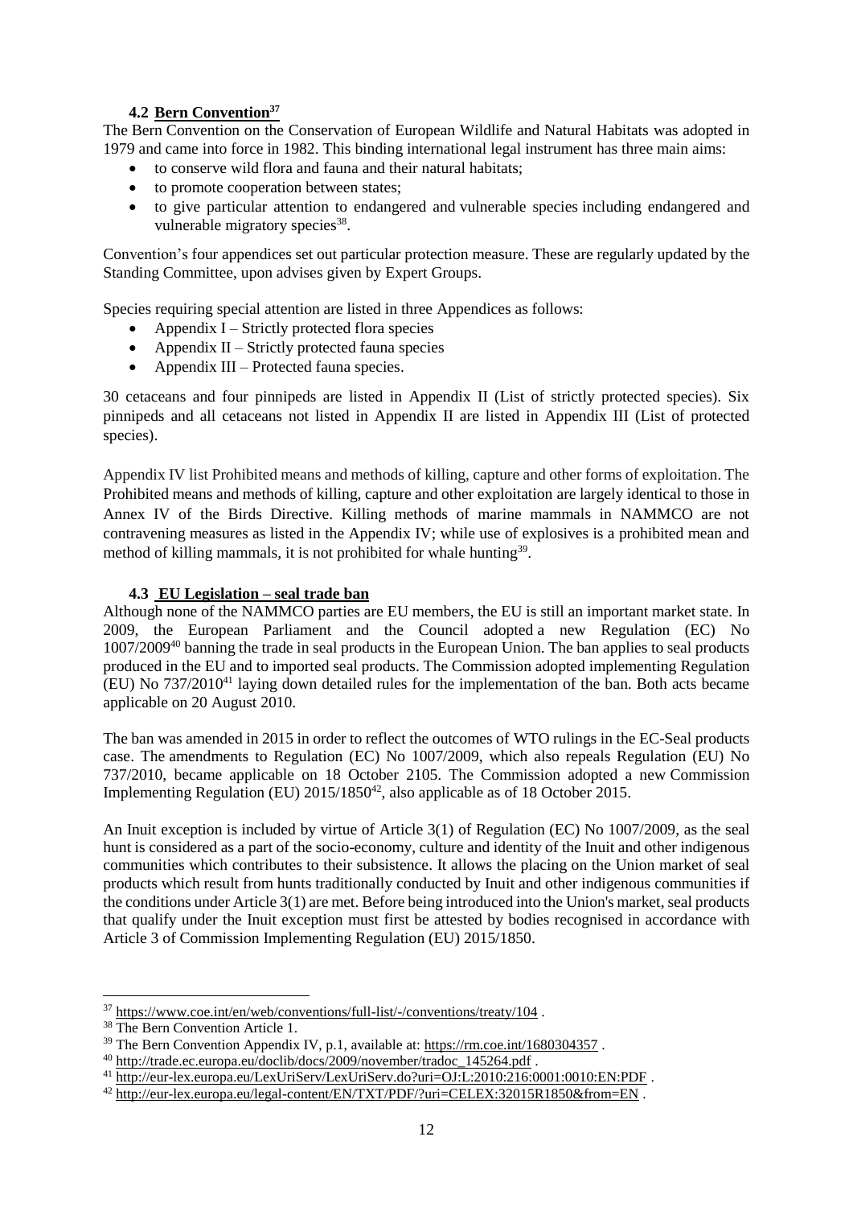### 4.2 Bern Convention[37]

The Bern Convention on the Conservation of European Wildlife and Natural Habitats was adopted in 1979 and came into force in 1982. This binding international legal instrument has three main aims:

- to conserve wild flora and fauna and their natural habitats;
- to promote cooperation between states;
- to give particular attention to endangered and vulnerable species including endangered and vulnerable migratory species[38].

Convention's four appendices set out particular protection measure. These are regularly updated by the Standing Committee, upon advises given by Expert Groups.

Species requiring special attention are listed in three Appendices as follows:

- Appendix I – Strictly protected flora species
- Appendix II – Strictly protected fauna species
- Appendix III – Protected fauna species.

30 cetaceans and four pinnipeds are listed in Appendix II (List of strictly protected species). Six pinnipeds and all cetaceans not listed in Appendix II are listed in Appendix III (List of protected species).

Appendix IV list Prohibited means and methods of killing, capture and other forms of exploitation. The Prohibited means and methods of killing, capture and other exploitation are largely identical to those in Annex IV of the Birds Directive. Killing methods of marine mammals in NAMMCO are not contravening measures as listed in the Appendix IV; while use of explosives is a prohibited mean and method of killing mammals, it is not prohibited for whale hunting[39].

### 4.3 EU Legislation – seal trade ban

Although none of the NAMMCO parties are EU members, the EU is still an important market state. In 2009, the European Parliament and the Council adopted a new Regulation (EC) No 1007/2009[40] banning the trade in seal products in the European Union. The ban applies to seal products produced in the EU and to imported seal products. The Commission adopted implementing Regulation (EU) No 737/2010[41] laying down detailed rules for the implementation of the ban. Both acts became applicable on 20 August 2010.

The ban was amended in 2015 in order to reflect the outcomes of WTO rulings in the EC-Seal products case. The amendments to Regulation (EC) No 1007/2009, which also repeals Regulation (EU) No 737/2010, became applicable on 18 October 2105. The Commission adopted a new Commission Implementing Regulation (EU) 2015/1850[42], also applicable as of 18 October 2015.

An Inuit exception is included by virtue of Article 3(1) of Regulation (EC) No 1007/2009, as the seal hunt is considered as a part of the socio-economy, culture and identity of the Inuit and other indigenous communities which contributes to their subsistence. It allows the placing on the Union market of seal products which result from hunts traditionally conducted by Inuit and other indigenous communities if the conditions under Article 3(1) are met. Before being introduced into the Union's market, seal products that qualify under the Inuit exception must first be attested by bodies recognised in accordance with Article 3 of Commission Implementing Regulation (EU) 2015/1850.

---

[37] https://www.coe.int/en/web/conventions/full-list/-/conventions/treaty/104 .

[38] The Bern Convention Article 1.

[39] The Bern Convention Appendix IV, p.1, available at: https://rm.coe.int/1680304357 .

[40] http://trade.ec.europa.eu/doclib/docs/2009/november/tradoc_145264.pdf .

[41] http://eur-lex.europa.eu/LexUriServ/LexUriServ.do?uri=OJ:L:2010:216:0001:0010:EN:PDF .

[42] http://eur-lex.europa.eu/legal-content/EN/TXT/PDF/?uri=CELEX:32015R1850&from=EN .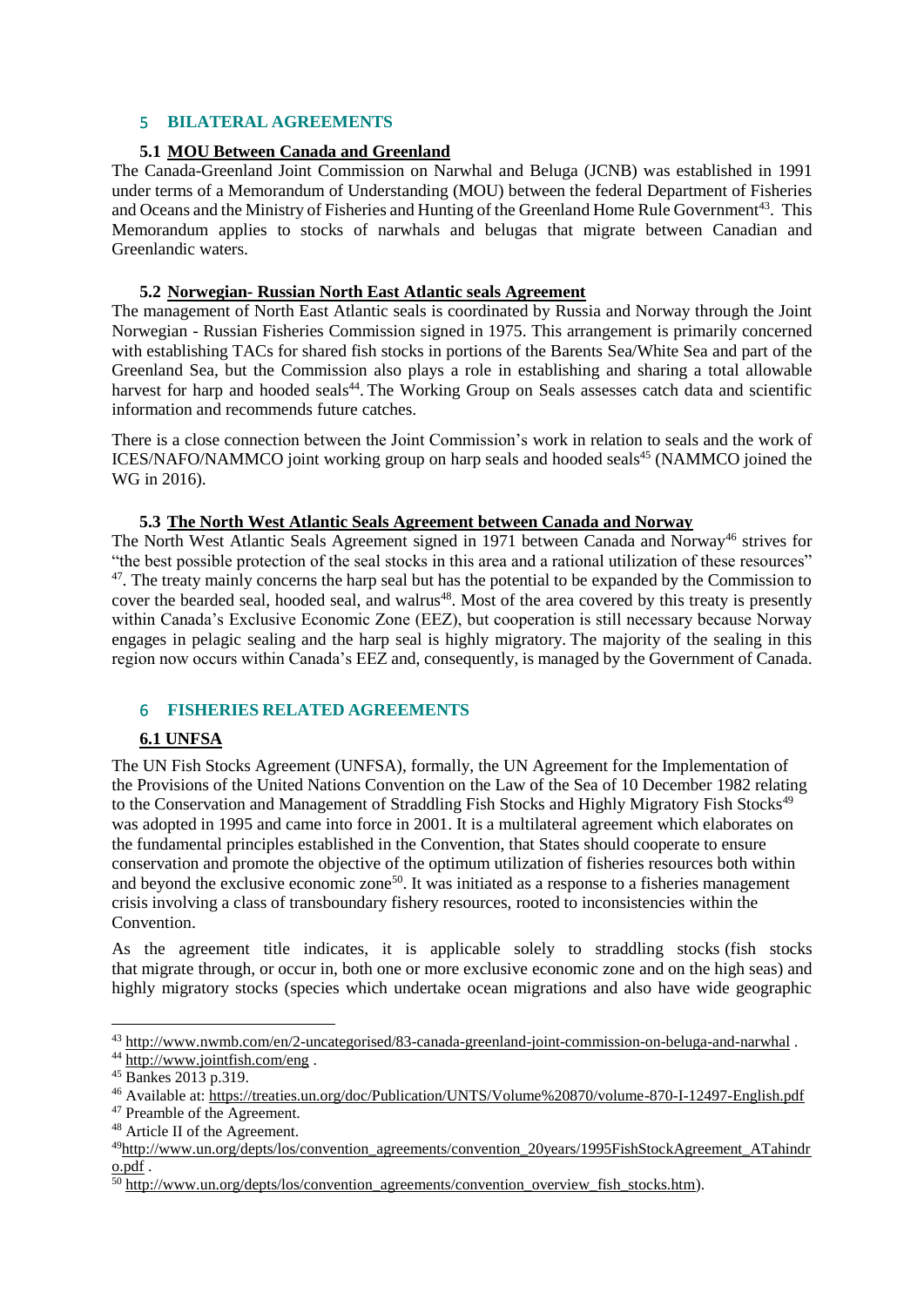## 5 BILATERAL AGREEMENTS

### 5.1 MOU Between Canada and Greenland

The Canada-Greenland Joint Commission on Narwhal and Beluga (JCNB) was established in 1991 under terms of a Memorandum of Understanding (MOU) between the federal Department of Fisheries and Oceans and the Ministry of Fisheries and Hunting of the Greenland Home Rule Government[43]. This Memorandum applies to stocks of narwhals and belugas that migrate between Canadian and Greenlandic waters.

### 5.2 Norwegian- Russian North East Atlantic seals Agreement

The management of North East Atlantic seals is coordinated by Russia and Norway through the Joint Norwegian - Russian Fisheries Commission signed in 1975. This arrangement is primarily concerned with establishing TACs for shared fish stocks in portions of the Barents Sea/White Sea and part of the Greenland Sea, but the Commission also plays a role in establishing and sharing a total allowable harvest for harp and hooded seals[44]. The Working Group on Seals assesses catch data and scientific information and recommends future catches.

There is a close connection between the Joint Commission's work in relation to seals and the work of ICES/NAFO/NAMMCO joint working group on harp seals and hooded seals[45] (NAMMCO joined the WG in 2016).

### 5.3 The North West Atlantic Seals Agreement between Canada and Norway

The North West Atlantic Seals Agreement signed in 1971 between Canada and Norway[46] strives for "the best possible protection of the seal stocks in this area and a rational utilization of these resources"[47]. The treaty mainly concerns the harp seal but has the potential to be expanded by the Commission to cover the bearded seal, hooded seal, and walrus[48]. Most of the area covered by this treaty is presently within Canada's Exclusive Economic Zone (EEZ), but cooperation is still necessary because Norway engages in pelagic sealing and the harp seal is highly migratory. The majority of the sealing in this region now occurs within Canada's EEZ and, consequently, is managed by the Government of Canada.

## 6 FISHERIES RELATED AGREEMENTS

### 6.1 UNFSA

The UN Fish Stocks Agreement (UNFSA), formally, the UN Agreement for the Implementation of the Provisions of the United Nations Convention on the Law of the Sea of 10 December 1982 relating to the Conservation and Management of Straddling Fish Stocks and Highly Migratory Fish Stocks[49] was adopted in 1995 and came into force in 2001. It is a multilateral agreement which elaborates on the fundamental principles established in the Convention, that States should cooperate to ensure conservation and promote the objective of the optimum utilization of fisheries resources both within and beyond the exclusive economic zone[50]. It was initiated as a response to a fisheries management crisis involving a class of transboundary fishery resources, rooted to inconsistencies within the Convention.

As the agreement title indicates, it is applicable solely to straddling stocks (fish stocks that migrate through, or occur in, both one or more exclusive economic zone and on the high seas) and highly migratory stocks (species which undertake ocean migrations and also have wide geographic

---

[43] http://www.nwmb.com/en/2-uncategorised/83-canada-greenland-joint-commission-on-beluga-and-narwhal .

[44] http://www.jointfish.com/eng .

[45] Bankes 2013 p.319.

[46] Available at: https://treaties.un.org/doc/Publication/UNTS/Volume%20870/volume-870-I-12497-English.pdf

[47] Preamble of the Agreement.

[48] Article II of the Agreement.

[49] http://www.un.org/depts/los/convention_agreements/convention_20years/1995FishStockAgreement_ATahindro.pdf .

[50] http://www.un.org/depts/los/convention_agreements/convention_overview_fish_stocks.htm).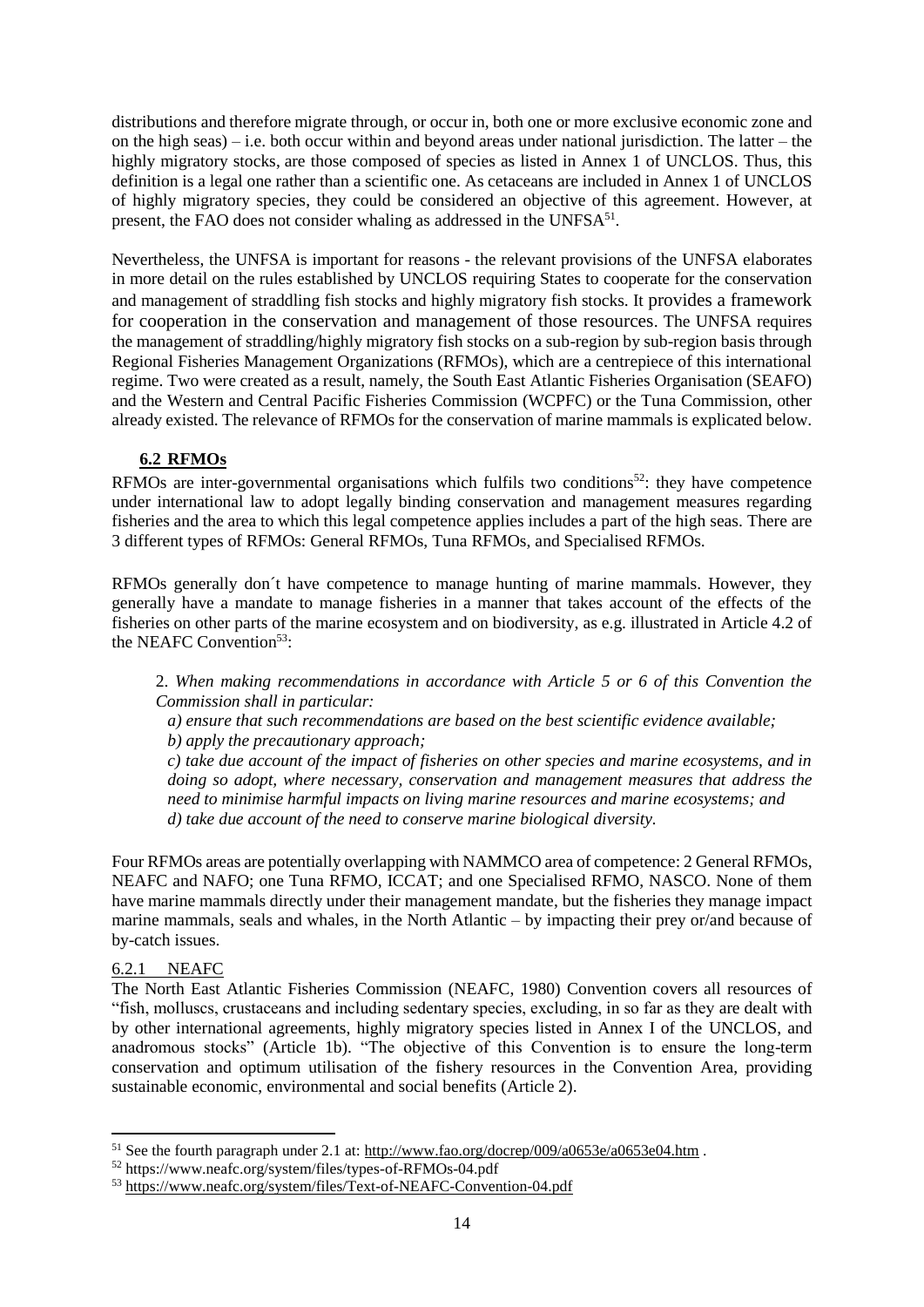distributions and therefore migrate through, or occur in, both one or more exclusive economic zone and on the high seas) – i.e. both occur within and beyond areas under national jurisdiction. The latter – the highly migratory stocks, are those composed of species as listed in Annex 1 of UNCLOS. Thus, this definition is a legal one rather than a scientific one. As cetaceans are included in Annex 1 of UNCLOS of highly migratory species, they could be considered an objective of this agreement. However, at present, the FAO does not consider whaling as addressed in the UNFSA[51].

Nevertheless, the UNFSA is important for reasons - the relevant provisions of the UNFSA elaborates in more detail on the rules established by UNCLOS requiring States to cooperate for the conservation and management of straddling fish stocks and highly migratory fish stocks. It provides a framework for cooperation in the conservation and management of those resources. The UNFSA requires the management of straddling/highly migratory fish stocks on a sub-region by sub-region basis through Regional Fisheries Management Organizations (RFMOs), which are a centrepiece of this international regime. Two were created as a result, namely, the South East Atlantic Fisheries Organisation (SEAFO) and the Western and Central Pacific Fisheries Commission (WCPFC) or the Tuna Commission, other already existed. The relevance of RFMOs for the conservation of marine mammals is explicated below.

## 6.2 RFMOs

RFMOs are inter-governmental organisations which fulfils two conditions[52]: they have competence under international law to adopt legally binding conservation and management measures regarding fisheries and the area to which this legal competence applies includes a part of the high seas. There are 3 different types of RFMOs: General RFMOs, Tuna RFMOs, and Specialised RFMOs.

RFMOs generally don´t have competence to manage hunting of marine mammals. However, they generally have a mandate to manage fisheries in a manner that takes account of the effects of the fisheries on other parts of the marine ecosystem and on biodiversity, as e.g. illustrated in Article 4.2 of the NEAFC Convention[53]:

> 2. *When making recommendations in accordance with Article 5 or 6 of this Convention the Commission shall in particular:*
>
> *a) ensure that such recommendations are based on the best scientific evidence available;*
>
> *b) apply the precautionary approach;*
>
> *c) take due account of the impact of fisheries on other species and marine ecosystems, and in doing so adopt, where necessary, conservation and management measures that address the need to minimise harmful impacts on living marine resources and marine ecosystems; and*
>
> *d) take due account of the need to conserve marine biological diversity.*

Four RFMOs areas are potentially overlapping with NAMMCO area of competence: 2 General RFMOs, NEAFC and NAFO; one Tuna RFMO, ICCAT; and one Specialised RFMO, NASCO. None of them have marine mammals directly under their management mandate, but the fisheries they manage impact marine mammals, seals and whales, in the North Atlantic – by impacting their prey or/and because of by-catch issues.

### 6.2.1 NEAFC

The North East Atlantic Fisheries Commission (NEAFC, 1980) Convention covers all resources of "fish, molluscs, crustaceans and including sedentary species, excluding, in so far as they are dealt with by other international agreements, highly migratory species listed in Annex I of the UNCLOS, and anadromous stocks" (Article 1b). "The objective of this Convention is to ensure the long-term conservation and optimum utilisation of the fishery resources in the Convention Area, providing sustainable economic, environmental and social benefits (Article 2).

---

[51] See the fourth paragraph under 2.1 at: http://www.fao.org/docrep/009/a0653e/a0653e04.htm .

[52] https://www.neafc.org/system/files/types-of-RFMOs-04.pdf

[53] https://www.neafc.org/system/files/Text-of-NEAFC-Convention-04.pdf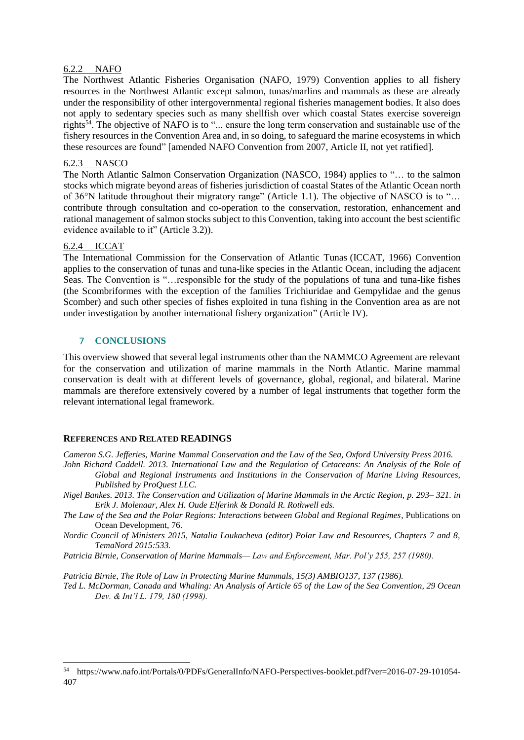### 6.2.2 NAFO

The Northwest Atlantic Fisheries Organisation (NAFO, 1979) Convention applies to all fishery resources in the Northwest Atlantic except salmon, tunas/marlins and mammals as these are already under the responsibility of other intergovernmental regional fisheries management bodies. It also does not apply to sedentary species such as many shellfish over which coastal States exercise sovereign rights[54]. The objective of NAFO is to "... ensure the long term conservation and sustainable use of the fishery resources in the Convention Area and, in so doing, to safeguard the marine ecosystems in which these resources are found" [amended NAFO Convention from 2007, Article II, not yet ratified].

### 6.2.3 NASCO

The North Atlantic Salmon Conservation Organization (NASCO, 1984) applies to "… to the salmon stocks which migrate beyond areas of fisheries jurisdiction of coastal States of the Atlantic Ocean north of 36°N latitude throughout their migratory range" (Article 1.1). The objective of NASCO is to "… contribute through consultation and co-operation to the conservation, restoration, enhancement and rational management of salmon stocks subject to this Convention, taking into account the best scientific evidence available to it" (Article 3.2)).

### 6.2.4 ICCAT

The International Commission for the Conservation of Atlantic Tunas (ICCAT, 1966) Convention applies to the conservation of tunas and tuna-like species in the Atlantic Ocean, including the adjacent Seas. The Convention is "…responsible for the study of the populations of tuna and tuna-like fishes (the Scombriformes with the exception of the families Trichiuridae and Gempylidae and the genus Scomber) and such other species of fishes exploited in tuna fishing in the Convention area as are not under investigation by another international fishery organization" (Article IV).

## 7 CONCLUSIONS

This overview showed that several legal instruments other than the NAMMCO Agreement are relevant for the conservation and utilization of marine mammals in the North Atlantic. Marine mammal conservation is dealt with at different levels of governance, global, regional, and bilateral. Marine mammals are therefore extensively covered by a number of legal instruments that together form the relevant international legal framework.

### REFERENCES AND RELATED READINGS

*Cameron S.G. Jefferies, Marine Mammal Conservation and the Law of the Sea, Oxford University Press 2016.*

*John Richard Caddell. 2013. International Law and the Regulation of Cetaceans: An Analysis of the Role of Global and Regional Instruments and Institutions in the Conservation of Marine Living Resources, Published by ProQuest LLC.*

*Nigel Bankes. 2013. The Conservation and Utilization of Marine Mammals in the Arctic Region, p. 293– 321. in Erik J. Molenaar, Alex H. Oude Elferink & Donald R. Rothwell eds.*

*The Law of the Sea and the Polar Regions: Interactions between Global and Regional Regimes*, Publications on Ocean Development, 76.

*Nordic Council of Ministers 2015, Natalia Loukacheva (editor) Polar Law and Resources, Chapters 7 and 8, TemaNord 2015:533.*

*Patricia Birnie, Conservation of Marine Mammals— Law and Enforcement, Mar. Pol'y 255, 257 (1980).*

*Patricia Birnie, The Role of Law in Protecting Marine Mammals, 15(3) AMBIO137, 137 (1986).*

*Ted L. McDorman, Canada and Whaling: An Analysis of Article 65 of the Law of the Sea Convention, 29 Ocean Dev. & Int'l L. 179, 180 (1998).*

---

[54] https://www.nafo.int/Portals/0/PDFs/GeneralInfo/NAFO-Perspectives-booklet.pdf?ver=2016-07-29-101054-407